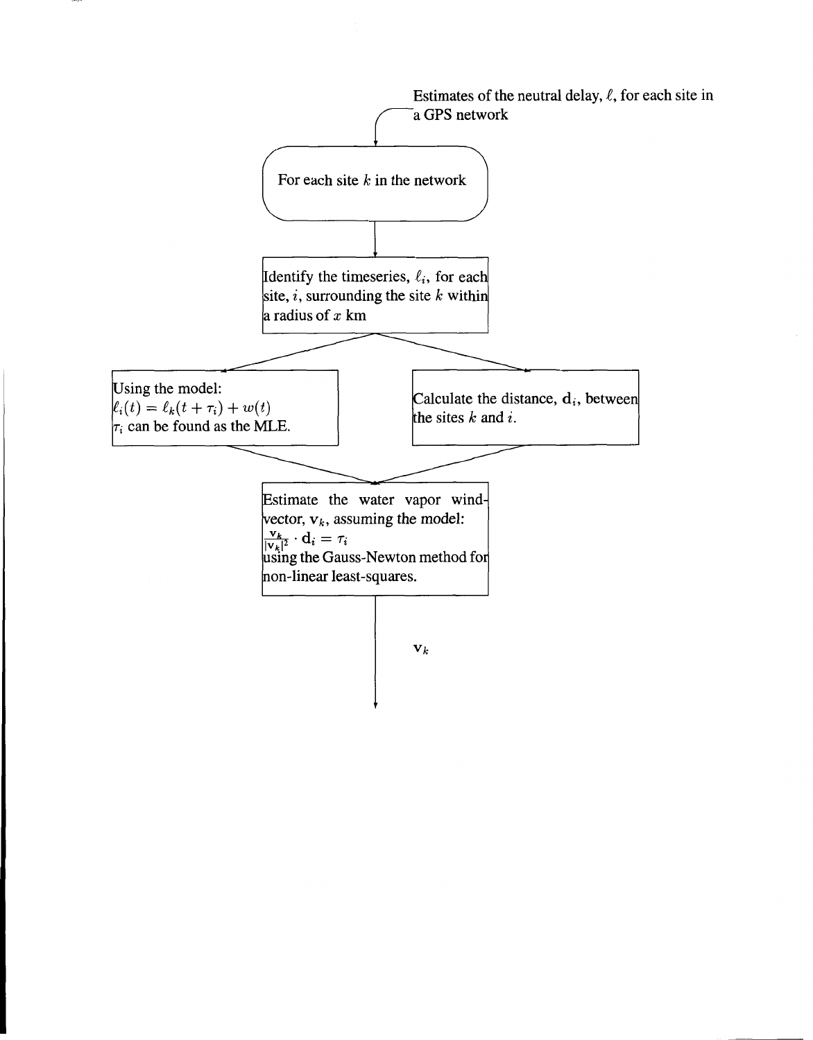Estimates of the neutral delay, $\ell$, for each site in a GPS network

For each site $k$ in the network

Identify the timeseries, $\ell_i$, for each site, $i$, surrounding the site $k$ within a radius of $x$ km

Using the model:
$\ell_i(t) = \ell_k(t + \tau_i) + w(t)$
$\tau_i$ can be found as the MLE.

Calculate the distance, $\mathbf{d}_i$, between the sites $k$ and $i$.

Estimate the water vapor wind-vector, $\mathbf{v}_k$, assuming the model:
$\frac{\mathbf{v}_k}{|\mathbf{v}_k|^2} \cdot \mathbf{d}_i = \tau_i$
using the Gauss-Newton method for non-linear least-squares.

$\mathbf{v}_k$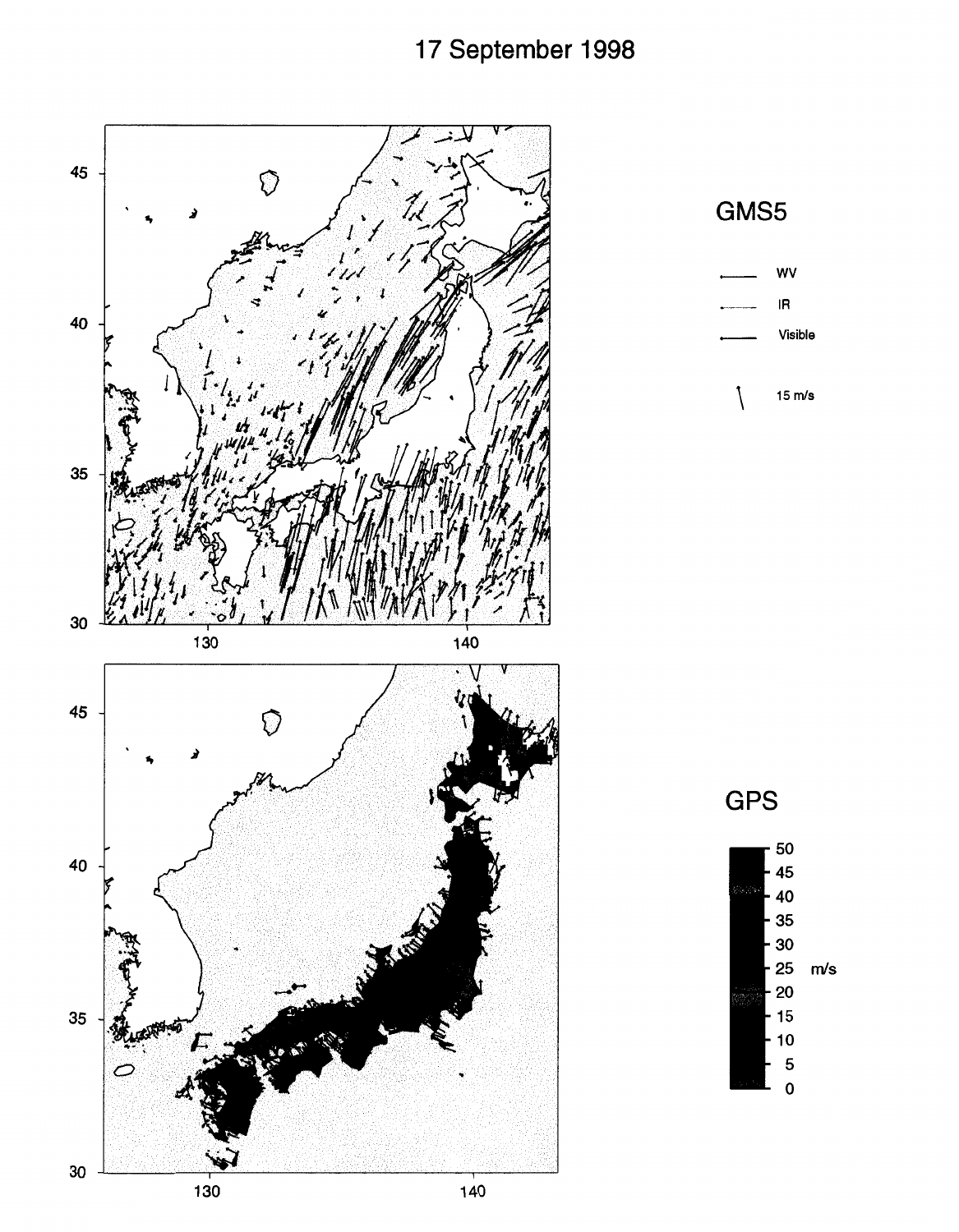17 September 1998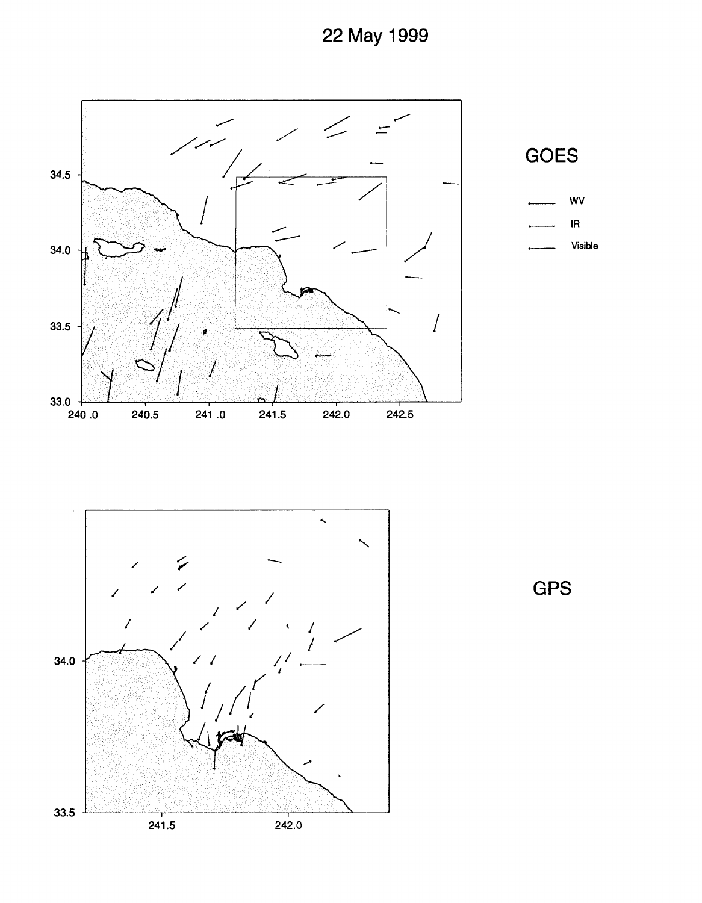22 May 1999

GOES

WV

IR

Visible

GPS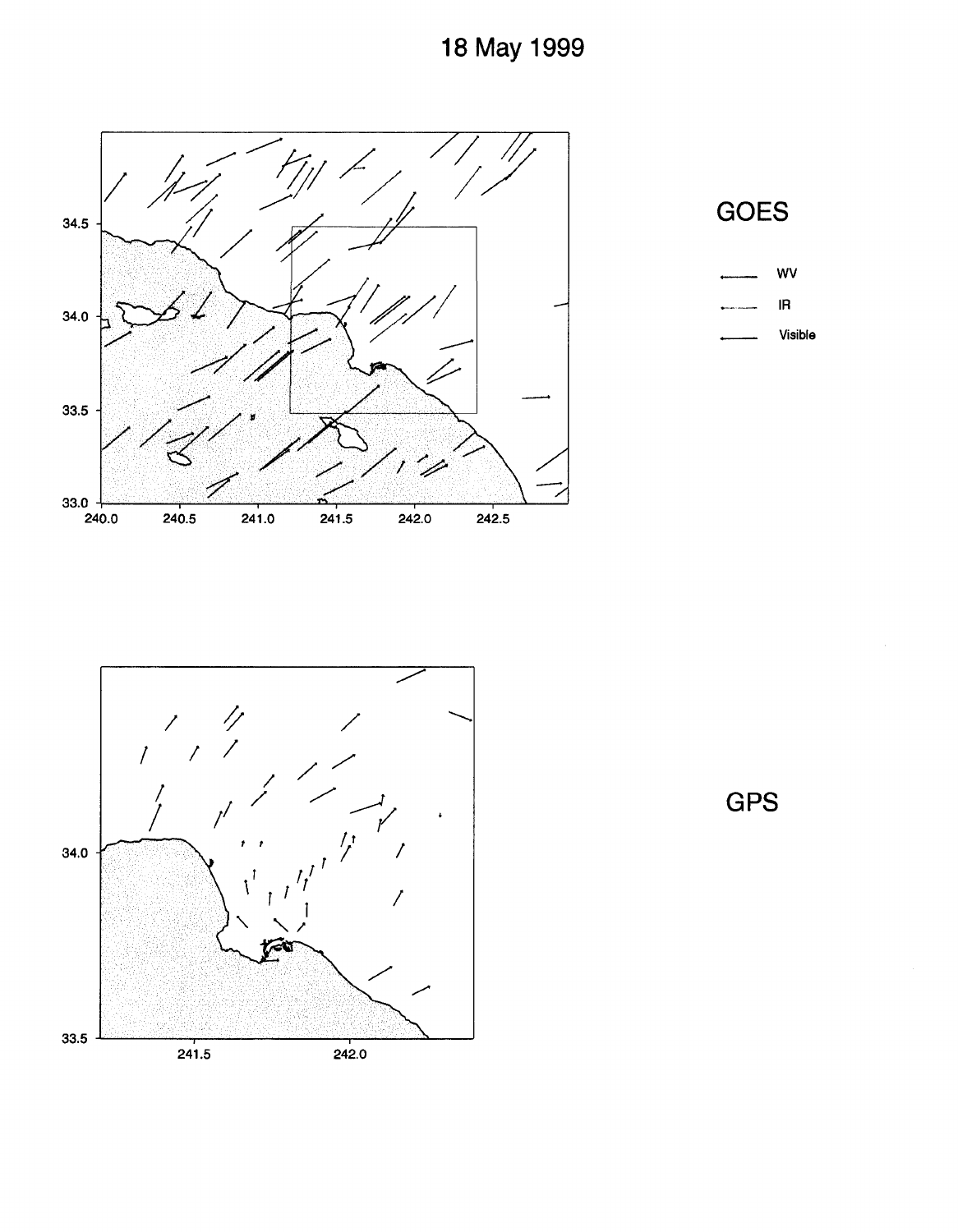# 18 May 1999

GOES

WV

IR

Visible

GPS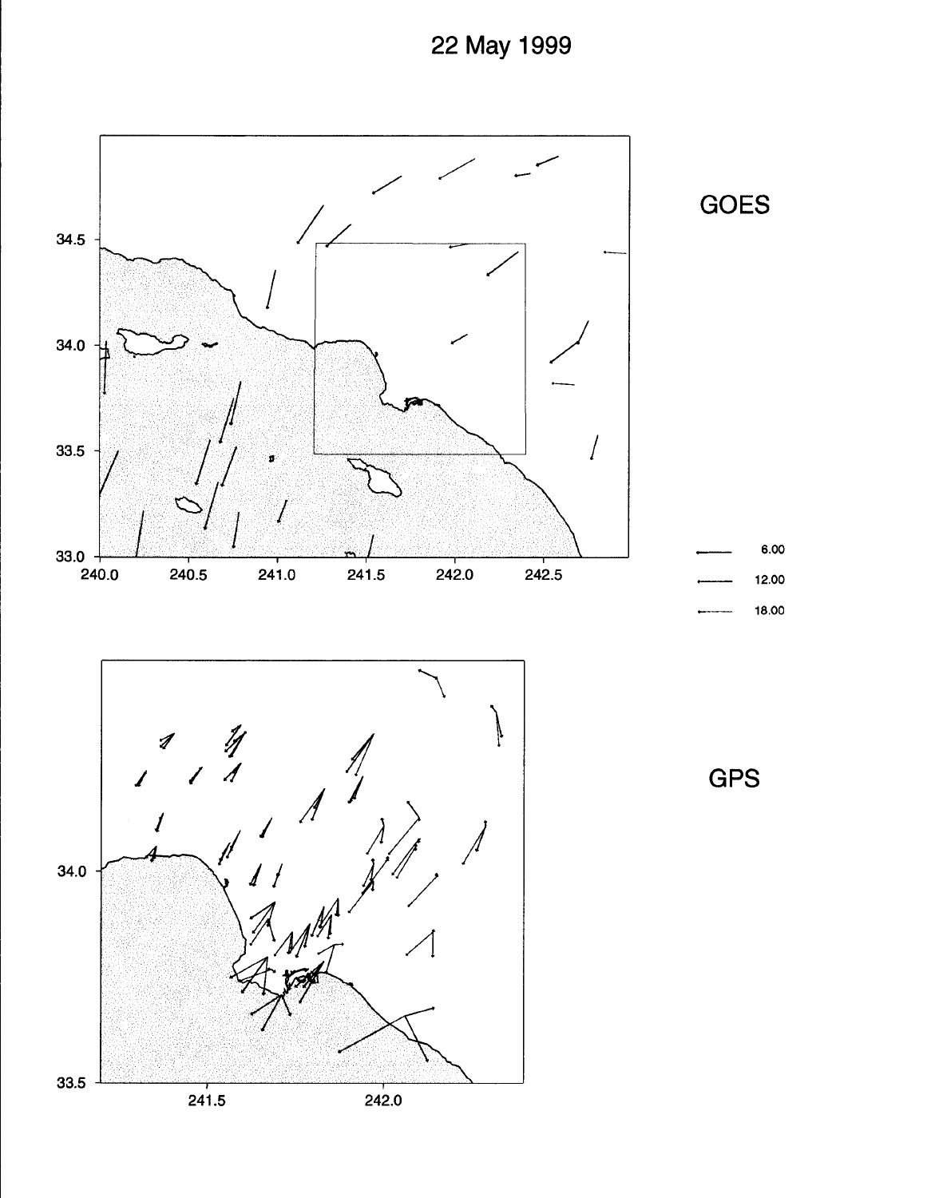# 22 May 1999

GOES

6.00

12.00

18.00

GPS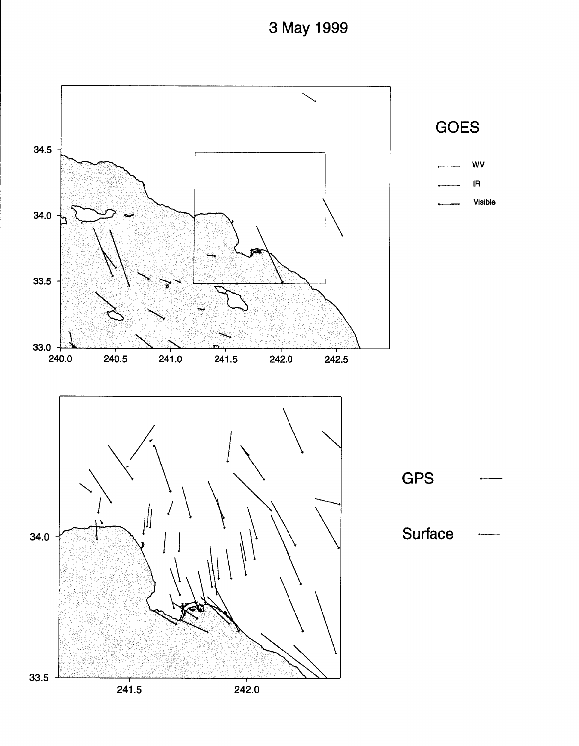3 May 1999

34.5

34.0

33.5

33.0

240.0 240.5 241.0 241.5 242.0 242.5

GOES

WV

IR

Visible

34.0

33.5

241.5 242.0

GPS

Surface